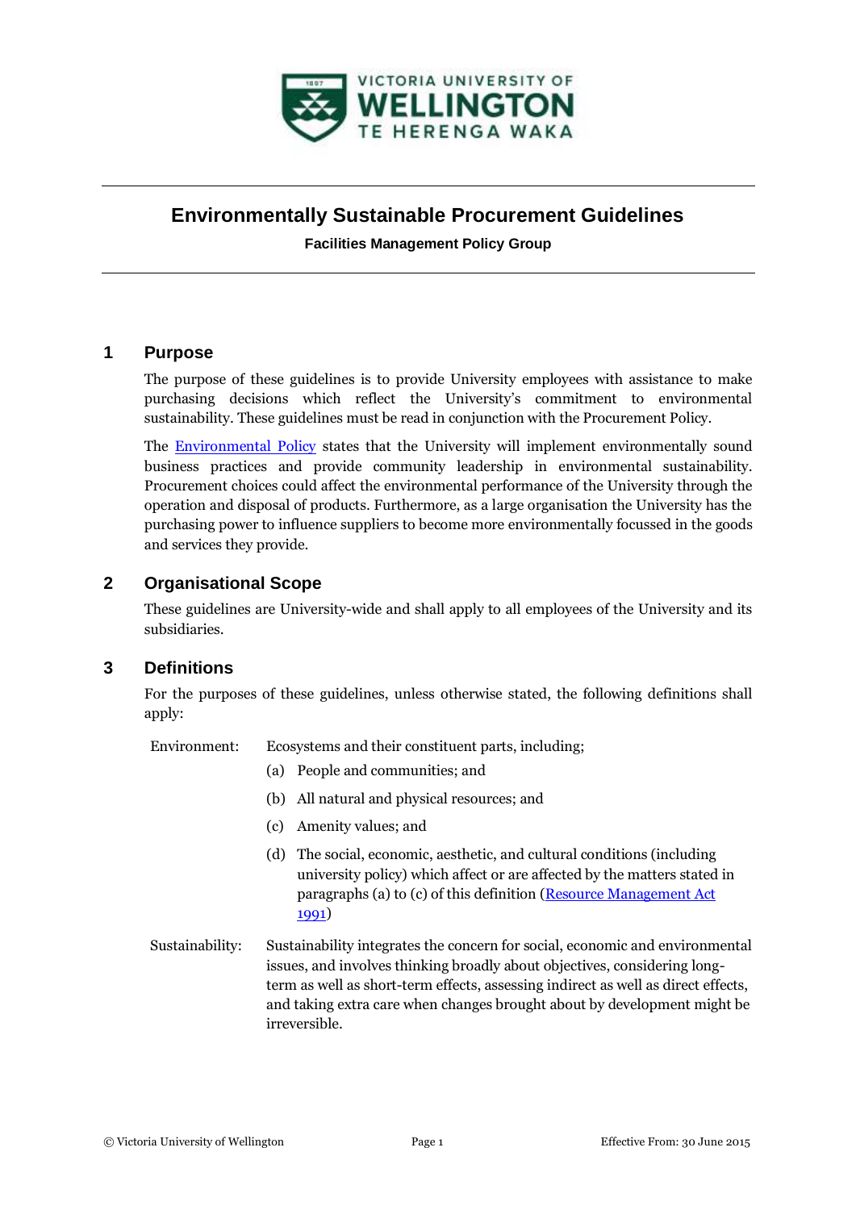# Environmentally Sustainable Procurement Guidelines

**Facilities Management Policy Group**

## 1 Purpose

The purpose of these guidelines is to provide University employees with assistance to make purchasing decisions which reflect the University's commitment to environmental sustainability. These guidelines must be read in conjunction with the Procurement Policy.

The Environmental Policy states that the University will implement environmentally sound business practices and provide community leadership in environmental sustainability. Procurement choices could affect the environmental performance of the University through the operation and disposal of products. Furthermore, as a large organisation the University has the purchasing power to influence suppliers to become more environmentally focussed in the goods and services they provide.

## 2 Organisational Scope

These guidelines are University-wide and shall apply to all employees of the University and its subsidiaries.

## 3 Definitions

For the purposes of these guidelines, unless otherwise stated, the following definitions shall apply:

**Environment:** Ecosystems and their constituent parts, including;

(a) People and communities; and

(b) All natural and physical resources; and

(c) Amenity values; and

(d) The social, economic, aesthetic, and cultural conditions (including university policy) which affect or are affected by the matters stated in paragraphs (a) to (c) of this definition (Resource Management Act 1991)

**Sustainability:** Sustainability integrates the concern for social, economic and environmental issues, and involves thinking broadly about objectives, considering long-term as well as short-term effects, assessing indirect as well as direct effects, and taking extra care when changes brought about by development might be irreversible.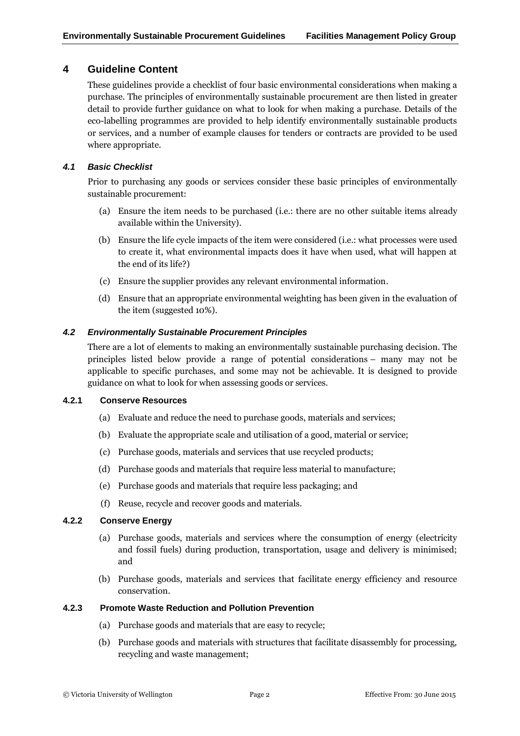## 4 Guideline Content

These guidelines provide a checklist of four basic environmental considerations when making a purchase. The principles of environmentally sustainable procurement are then listed in greater detail to provide further guidance on what to look for when making a purchase. Details of the eco-labelling programmes are provided to help identify environmentally sustainable products or services, and a number of example clauses for tenders or contracts are provided to be used where appropriate.

### *4.1 Basic Checklist*

Prior to purchasing any goods or services consider these basic principles of environmentally sustainable procurement:

(a) Ensure the item needs to be purchased (i.e.: there are no other suitable items already available within the University).

(b) Ensure the life cycle impacts of the item were considered (i.e.: what processes were used to create it, what environmental impacts does it have when used, what will happen at the end of its life?)

(c) Ensure the supplier provides any relevant environmental information.

(d) Ensure that an appropriate environmental weighting has been given in the evaluation of the item (suggested 10%).

### *4.2 Environmentally Sustainable Procurement Principles*

There are a lot of elements to making an environmentally sustainable purchasing decision. The principles listed below provide a range of potential considerations – many may not be applicable to specific purchases, and some may not be achievable. It is designed to provide guidance on what to look for when assessing goods or services.

#### 4.2.1 Conserve Resources

(a) Evaluate and reduce the need to purchase goods, materials and services;

(b) Evaluate the appropriate scale and utilisation of a good, material or service;

(c) Purchase goods, materials and services that use recycled products;

(d) Purchase goods and materials that require less material to manufacture;

(e) Purchase goods and materials that require less packaging; and

(f) Reuse, recycle and recover goods and materials.

#### 4.2.2 Conserve Energy

(a) Purchase goods, materials and services where the consumption of energy (electricity and fossil fuels) during production, transportation, usage and delivery is minimised; and

(b) Purchase goods, materials and services that facilitate energy efficiency and resource conservation.

#### 4.2.3 Promote Waste Reduction and Pollution Prevention

(a) Purchase goods and materials that are easy to recycle;

(b) Purchase goods and materials with structures that facilitate disassembly for processing, recycling and waste management;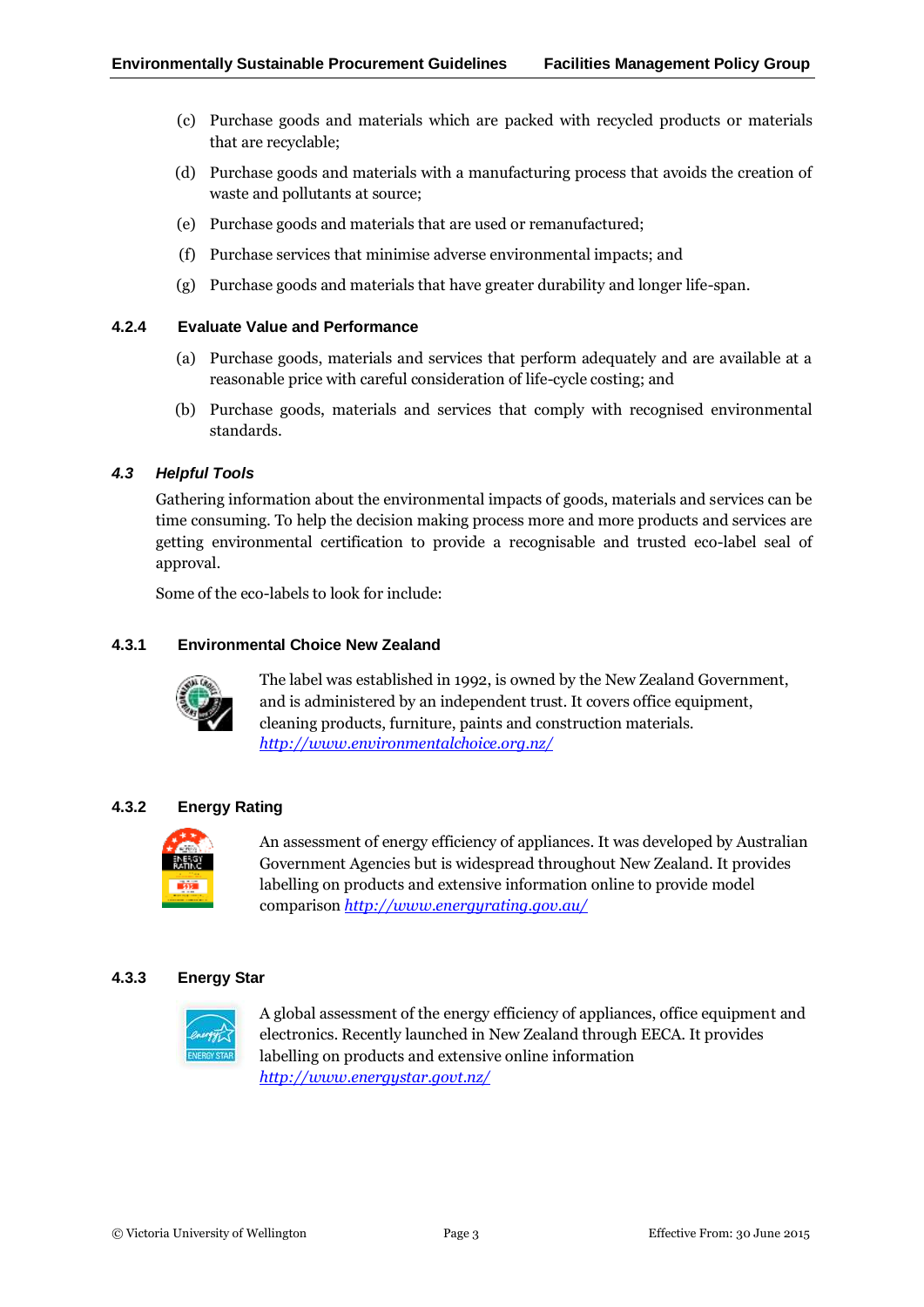(c) Purchase goods and materials which are packed with recycled products or materials that are recyclable;

(d) Purchase goods and materials with a manufacturing process that avoids the creation of waste and pollutants at source;

(e) Purchase goods and materials that are used or remanufactured;

(f) Purchase services that minimise adverse environmental impacts; and

(g) Purchase goods and materials that have greater durability and longer life-span.

#### 4.2.4 Evaluate Value and Performance

(a) Purchase goods, materials and services that perform adequately and are available at a reasonable price with careful consideration of life-cycle costing; and

(b) Purchase goods, materials and services that comply with recognised environmental standards.

### *4.3 Helpful Tools*

Gathering information about the environmental impacts of goods, materials and services can be time consuming. To help the decision making process more and more products and services are getting environmental certification to provide a recognisable and trusted eco-label seal of approval.

Some of the eco-labels to look for include:

#### 4.3.1 Environmental Choice New Zealand

The label was established in 1992, is owned by the New Zealand Government, and is administered by an independent trust. It covers office equipment, cleaning products, furniture, paints and construction materials.
*http://www.environmentalchoice.org.nz/*

#### 4.3.2 Energy Rating

An assessment of energy efficiency of appliances. It was developed by Australian Government Agencies but is widespread throughout New Zealand. It provides labelling on products and extensive information online to provide model comparison *http://www.energyrating.gov.au/*

#### 4.3.3 Energy Star

A global assessment of the energy efficiency of appliances, office equipment and electronics. Recently launched in New Zealand through EECA. It provides labelling on products and extensive online information
*http://www.energystar.govt.nz/*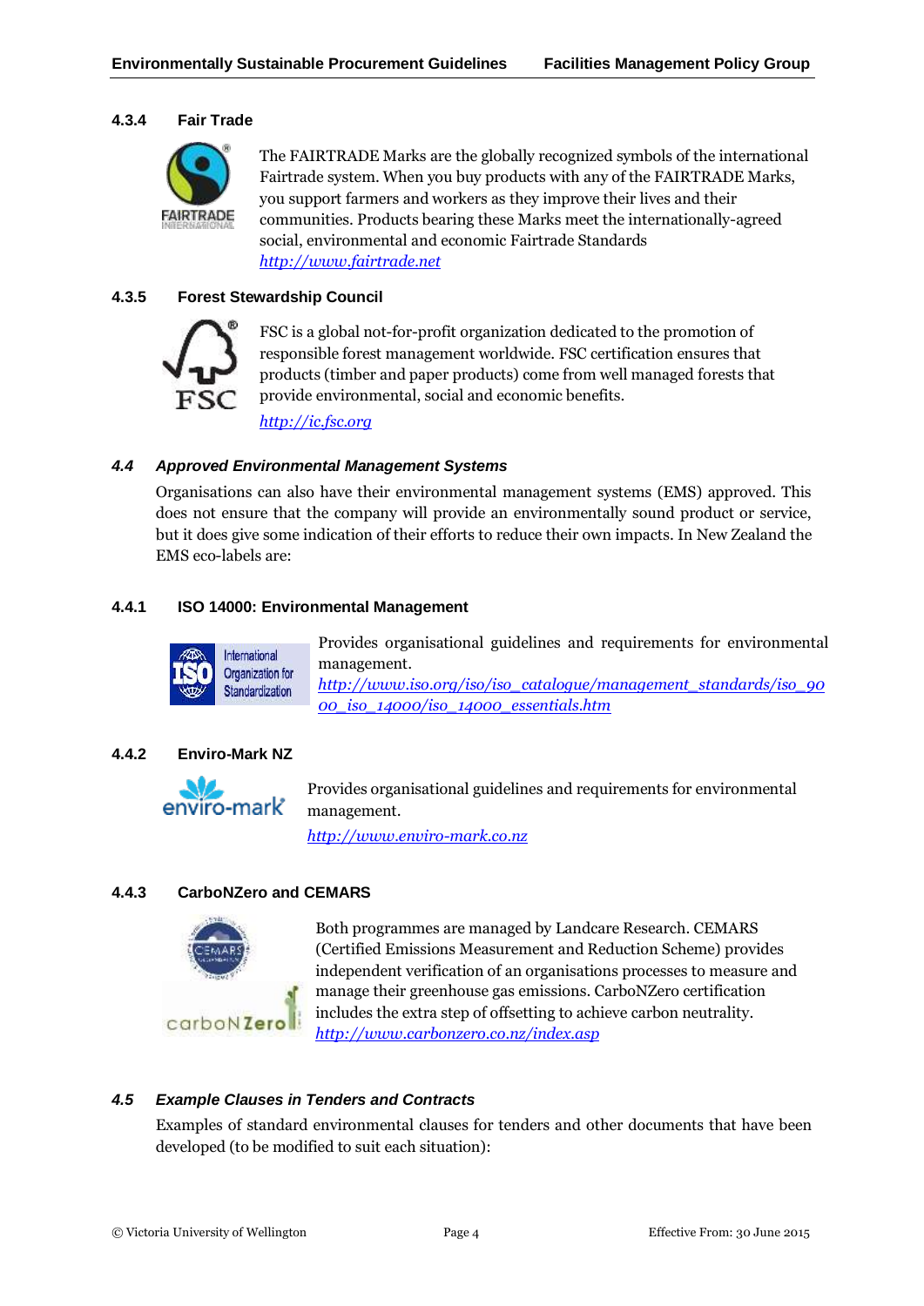#### 4.3.4 Fair Trade

The FAIRTRADE Marks are the globally recognized symbols of the international Fairtrade system. When you buy products with any of the FAIRTRADE Marks, you support farmers and workers as they improve their lives and their communities. Products bearing these Marks meet the internationally-agreed social, environmental and economic Fairtrade Standards
http://www.fairtrade.net

#### 4.3.5 Forest Stewardship Council

FSC is a global not-for-profit organization dedicated to the promotion of responsible forest management worldwide. FSC certification ensures that products (timber and paper products) come from well managed forests that provide environmental, social and economic benefits.

http://ic.fsc.org

### *4.4 Approved Environmental Management Systems*

Organisations can also have their environmental management systems (EMS) approved. This does not ensure that the company will provide an environmentally sound product or service, but it does give some indication of their efforts to reduce their own impacts. In New Zealand the EMS eco-labels are:

#### 4.4.1 ISO 14000: Environmental Management

Provides organisational guidelines and requirements for environmental management.
http://www.iso.org/iso/iso_catalogue/management_standards/iso_9000_iso_14000/iso_14000_essentials.htm

#### 4.4.2 Enviro-Mark NZ

Provides organisational guidelines and requirements for environmental management.

http://www.enviro-mark.co.nz

#### 4.4.3 CarboNZero and CEMARS

Both programmes are managed by Landcare Research. CEMARS (Certified Emissions Measurement and Reduction Scheme) provides independent verification of an organisations processes to measure and manage their greenhouse gas emissions. CarboNZero certification includes the extra step of offsetting to achieve carbon neutrality.
http://www.carbonzero.co.nz/index.asp

### *4.5 Example Clauses in Tenders and Contracts*

Examples of standard environmental clauses for tenders and other documents that have been developed (to be modified to suit each situation):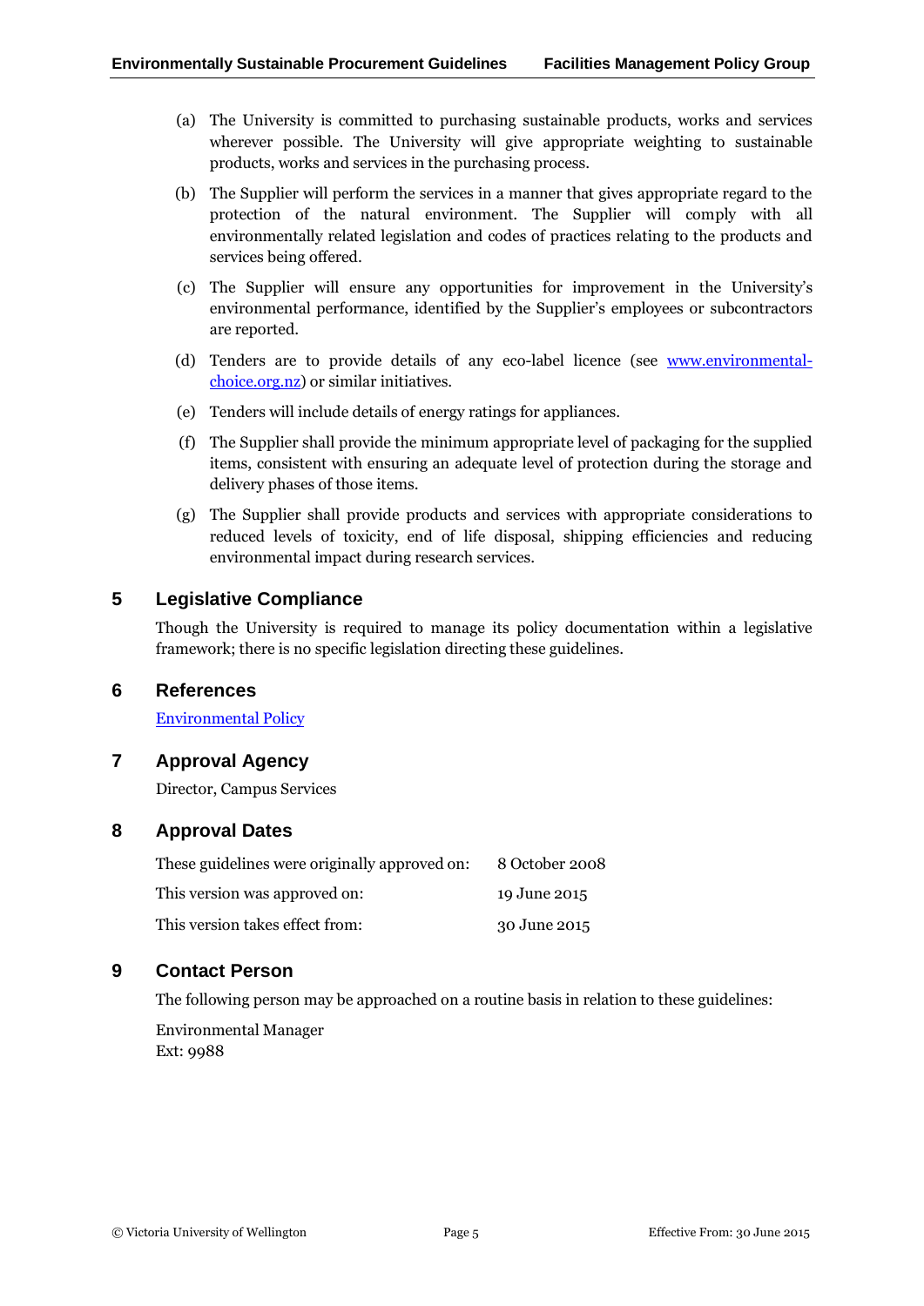(a) The University is committed to purchasing sustainable products, works and services wherever possible. The University will give appropriate weighting to sustainable products, works and services in the purchasing process.

(b) The Supplier will perform the services in a manner that gives appropriate regard to the protection of the natural environment. The Supplier will comply with all environmentally related legislation and codes of practices relating to the products and services being offered.

(c) The Supplier will ensure any opportunities for improvement in the University's environmental performance, identified by the Supplier's employees or subcontractors are reported.

(d) Tenders are to provide details of any eco-label licence (see [www.environmental-choice.org.nz](http://www.environmental-choice.org.nz)) or similar initiatives.

(e) Tenders will include details of energy ratings for appliances.

(f) The Supplier shall provide the minimum appropriate level of packaging for the supplied items, consistent with ensuring an adequate level of protection during the storage and delivery phases of those items.

(g) The Supplier shall provide products and services with appropriate considerations to reduced levels of toxicity, end of life disposal, shipping efficiencies and reducing environmental impact during research services.

## 5 Legislative Compliance

Though the University is required to manage its policy documentation within a legislative framework; there is no specific legislation directing these guidelines.

## 6 References

Environmental Policy

## 7 Approval Agency

Director, Campus Services

## 8 Approval Dates

| | |
|---|---|
| These guidelines were originally approved on: | 8 October 2008 |
| This version was approved on: | 19 June 2015 |
| This version takes effect from: | 30 June 2015 |

## 9 Contact Person

The following person may be approached on a routine basis in relation to these guidelines:

Environmental Manager
Ext: 9988